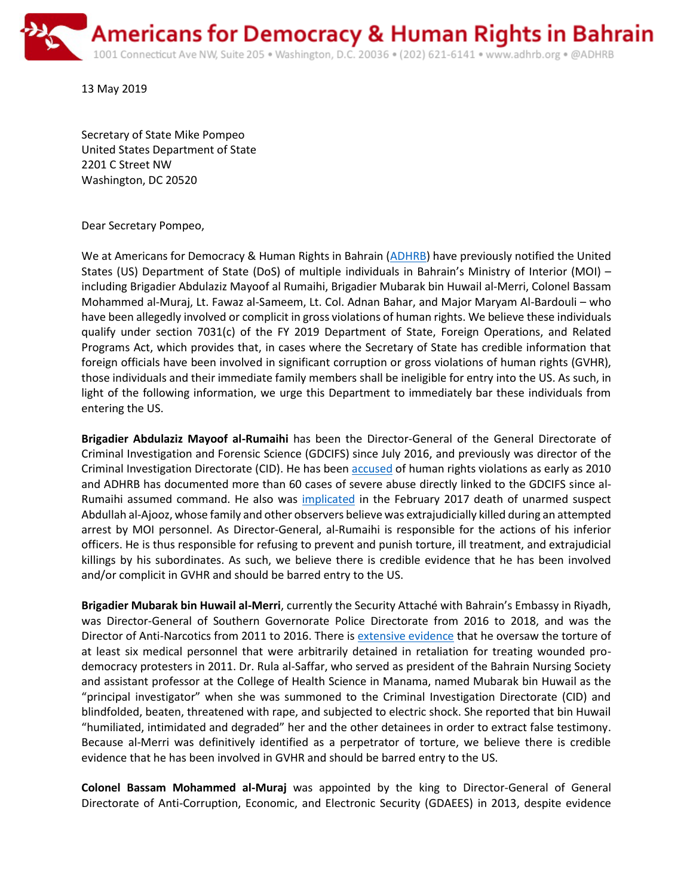# Americans for Democracy & Human Rights in Bahrain

1001 Connecticut Ave NW, Suite 205 • Washington, D.C. 20036 • (202) 621-6141 • www.adhrb.org • @ADHRB

13 May 2019

Secretary of State Mike Pompeo
United States Department of State
2201 C Street NW
Washington, DC 20520

Dear Secretary Pompeo,

We at Americans for Democracy & Human Rights in Bahrain (ADHRB) have previously notified the United States (US) Department of State (DoS) of multiple individuals in Bahrain's Ministry of Interior (MOI) – including Brigadier Abdulaziz Mayoof al Rumaihi, Brigadier Mubarak bin Huwail al-Merri, Colonel Bassam Mohammed al-Muraj, Lt. Fawaz al-Sameem, Lt. Col. Adnan Bahar, and Major Maryam Al-Bardouli – who have been allegedly involved or complicit in gross violations of human rights. We believe these individuals qualify under section 7031(c) of the FY 2019 Department of State, Foreign Operations, and Related Programs Act, which provides that, in cases where the Secretary of State has credible information that foreign officials have been involved in significant corruption or gross violations of human rights (GVHR), those individuals and their immediate family members shall be ineligible for entry into the US. As such, in light of the following information, we urge this Department to immediately bar these individuals from entering the US.

**Brigadier Abdulaziz Mayoof al-Rumaihi** has been the Director-General of the General Directorate of Criminal Investigation and Forensic Science (GDCIFS) since July 2016, and previously was director of the Criminal Investigation Directorate (CID). He has been accused of human rights violations as early as 2010 and ADHRB has documented more than 60 cases of severe abuse directly linked to the GDCIFS since al-Rumaihi assumed command. He also was implicated in the February 2017 death of unarmed suspect Abdullah al-Ajooz, whose family and other observers believe was extrajudicially killed during an attempted arrest by MOI personnel. As Director-General, al-Rumaihi is responsible for the actions of his inferior officers. He is thus responsible for refusing to prevent and punish torture, ill treatment, and extrajudicial killings by his subordinates. As such, we believe there is credible evidence that he has been involved and/or complicit in GVHR and should be barred entry to the US.

**Brigadier Mubarak bin Huwail al-Merri**, currently the Security Attaché with Bahrain's Embassy in Riyadh, was Director-General of Southern Governorate Police Directorate from 2016 to 2018, and was the Director of Anti-Narcotics from 2011 to 2016. There is extensive evidence that he oversaw the torture of at least six medical personnel that were arbitrarily detained in retaliation for treating wounded pro-democracy protesters in 2011. Dr. Rula al-Saffar, who served as president of the Bahrain Nursing Society and assistant professor at the College of Health Science in Manama, named Mubarak bin Huwail as the "principal investigator" when she was summoned to the Criminal Investigation Directorate (CID) and blindfolded, beaten, threatened with rape, and subjected to electric shock. She reported that bin Huwail "humiliated, intimidated and degraded" her and the other detainees in order to extract false testimony. Because al-Merri was definitively identified as a perpetrator of torture, we believe there is credible evidence that he has been involved in GVHR and should be barred entry to the US.

**Colonel Bassam Mohammed al-Muraj** was appointed by the king to Director-General of General Directorate of Anti-Corruption, Economic, and Electronic Security (GDAEES) in 2013, despite evidence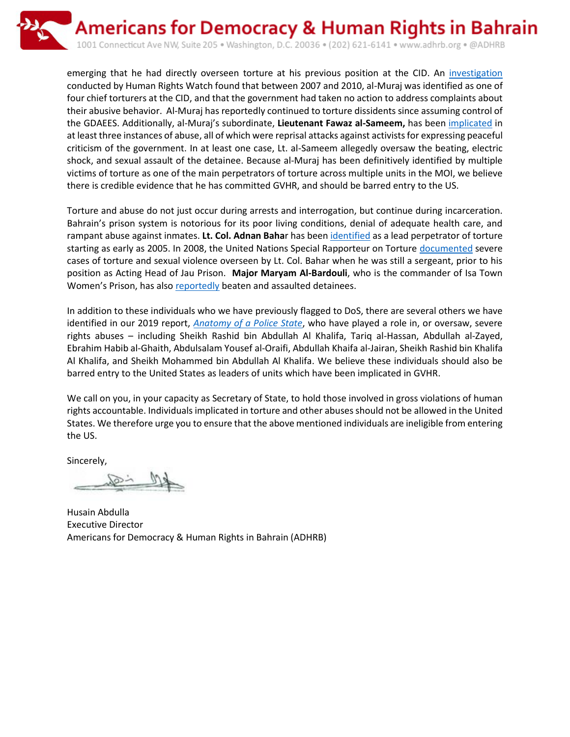emerging that he had directly overseen torture at his previous position at the CID. An investigation conducted by Human Rights Watch found that between 2007 and 2010, al-Muraj was identified as one of four chief torturers at the CID, and that the government had taken no action to address complaints about their abusive behavior. Al-Muraj has reportedly continued to torture dissidents since assuming control of the GDAEES. Additionally, al-Muraj's subordinate, **Lieutenant Fawaz al-Sameem,** has been implicated in at least three instances of abuse, all of which were reprisal attacks against activists for expressing peaceful criticism of the government. In at least one case, Lt. al-Sameem allegedly oversaw the beating, electric shock, and sexual assault of the detainee. Because al-Muraj has been definitively identified by multiple victims of torture as one of the main perpetrators of torture across multiple units in the MOI, we believe there is credible evidence that he has committed GVHR, and should be barred entry to the US.

Torture and abuse do not just occur during arrests and interrogation, but continue during incarceration. Bahrain's prison system is notorious for its poor living conditions, denial of adequate health care, and rampant abuse against inmates. **Lt. Col. Adnan Baha**r has been identified as a lead perpetrator of torture starting as early as 2005. In 2008, the United Nations Special Rapporteur on Torture documented severe cases of torture and sexual violence overseen by Lt. Col. Bahar when he was still a sergeant, prior to his position as Acting Head of Jau Prison. **Major Maryam Al-Bardouli**, who is the commander of Isa Town Women's Prison, has also reportedly beaten and assaulted detainees.

In addition to these individuals who we have previously flagged to DoS, there are several others we have identified in our 2019 report, *Anatomy of a Police State*, who have played a role in, or oversaw, severe rights abuses – including Sheikh Rashid bin Abdullah Al Khalifa, Tariq al-Hassan, Abdullah al-Zayed, Ebrahim Habib al-Ghaith, Abdulsalam Yousef al-Oraifi, Abdullah Khaifa al-Jairan, Sheikh Rashid bin Khalifa Al Khalifa, and Sheikh Mohammed bin Abdullah Al Khalifa. We believe these individuals should also be barred entry to the United States as leaders of units which have been implicated in GVHR.

We call on you, in your capacity as Secretary of State, to hold those involved in gross violations of human rights accountable. Individuals implicated in torture and other abuses should not be allowed in the United States. We therefore urge you to ensure that the above mentioned individuals are ineligible from entering the US.

Sincerely,

Husain Abdulla
Executive Director
Americans for Democracy & Human Rights in Bahrain (ADHRB)